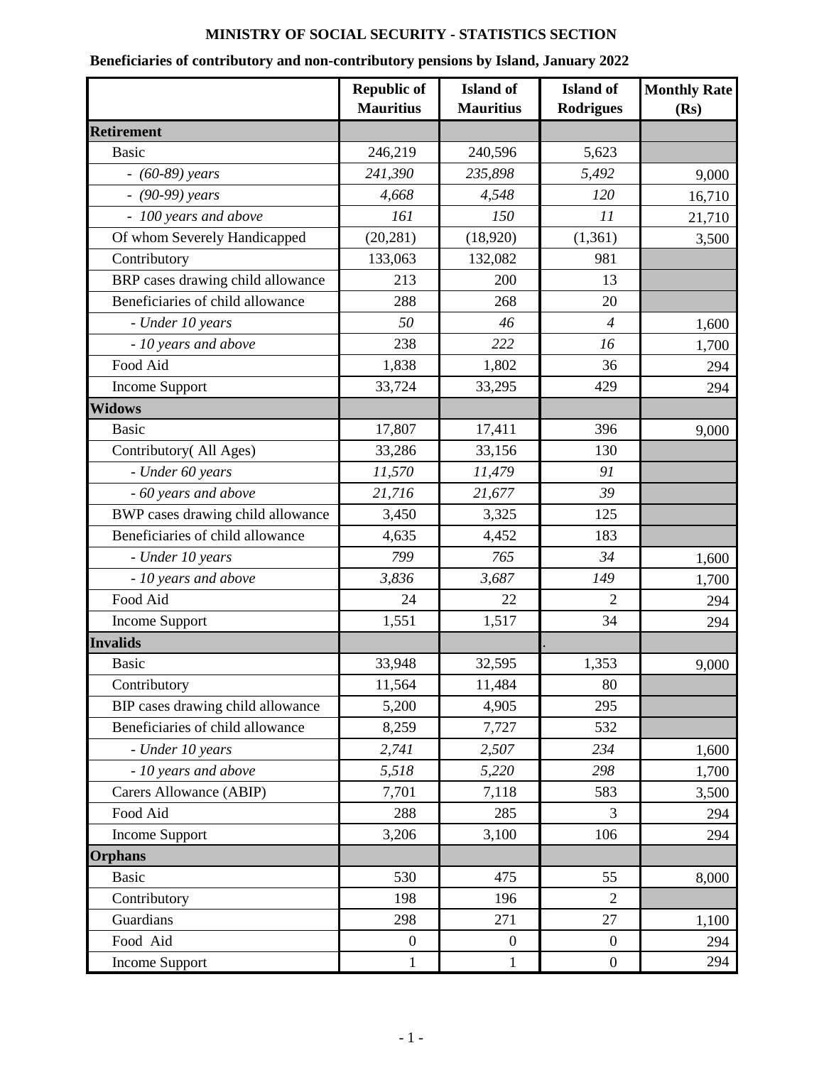# MINISTRY OF SOCIAL SECURITY - STATISTICS SECTION

## Beneficiaries of contributory and non-contributory pensions by Island, January 2022

| | Republic of Mauritius | Island of Mauritius | Island of Rodrigues | Monthly Rate (Rs) |
|---|---|---|---|---|
| **Retirement** | | | | |
| Basic | 246,219 | 240,596 | 5,623 | |
| - *(60-89) years* | *241,390* | *235,898* | *5,492* | 9,000 |
| - *(90-99) years* | *4,668* | *4,548* | *120* | 16,710 |
| - *100 years and above* | *161* | *150* | *11* | 21,710 |
| Of whom Severely Handicapped | (20,281) | (18,920) | (1,361) | 3,500 |
| Contributory | 133,063 | 132,082 | 981 | |
| BRP cases drawing child allowance | 213 | 200 | 13 | |
| Beneficiaries of child allowance | 288 | 268 | 20 | |
| *- Under 10 years* | *50* | *46* | *4* | 1,600 |
| *- 10 years and above* | 238 | *222* | *16* | 1,700 |
| Food Aid | 1,838 | 1,802 | 36 | 294 |
| Income Support | 33,724 | 33,295 | 429 | 294 |
| **Widows** | | | | |
| Basic | 17,807 | 17,411 | 396 | 9,000 |
| Contributory( All Ages) | 33,286 | 33,156 | 130 | |
| *- Under 60 years* | *11,570* | *11,479* | *91* | |
| *- 60 years and above* | *21,716* | *21,677* | *39* | |
| BWP cases drawing child allowance | 3,450 | 3,325 | 125 | |
| Beneficiaries of child allowance | 4,635 | 4,452 | 183 | |
| *- Under 10 years* | *799* | *765* | *34* | 1,600 |
| *- 10 years and above* | *3,836* | *3,687* | *149* | 1,700 |
| Food Aid | 24 | 22 | 2 | 294 |
| Income Support | 1,551 | 1,517 | 34 | 294 |
| **Invalids** | | | . | |
| Basic | 33,948 | 32,595 | 1,353 | 9,000 |
| Contributory | 11,564 | 11,484 | 80 | |
| BIP cases drawing child allowance | 5,200 | 4,905 | 295 | |
| Beneficiaries of child allowance | 8,259 | 7,727 | 532 | |
| *- Under 10 years* | *2,741* | *2,507* | *234* | 1,600 |
| *- 10 years and above* | *5,518* | *5,220* | *298* | 1,700 |
| Carers Allowance (ABIP) | 7,701 | 7,118 | 583 | 3,500 |
| Food Aid | 288 | 285 | 3 | 294 |
| Income Support | 3,206 | 3,100 | 106 | 294 |
| **Orphans** | | | | |
| Basic | 530 | 475 | 55 | 8,000 |
| Contributory | 198 | 196 | 2 | |
| Guardians | 298 | 271 | 27 | 1,100 |
| Food Aid | 0 | 0 | 0 | 294 |
| Income Support | 1 | 1 | 0 | 294 |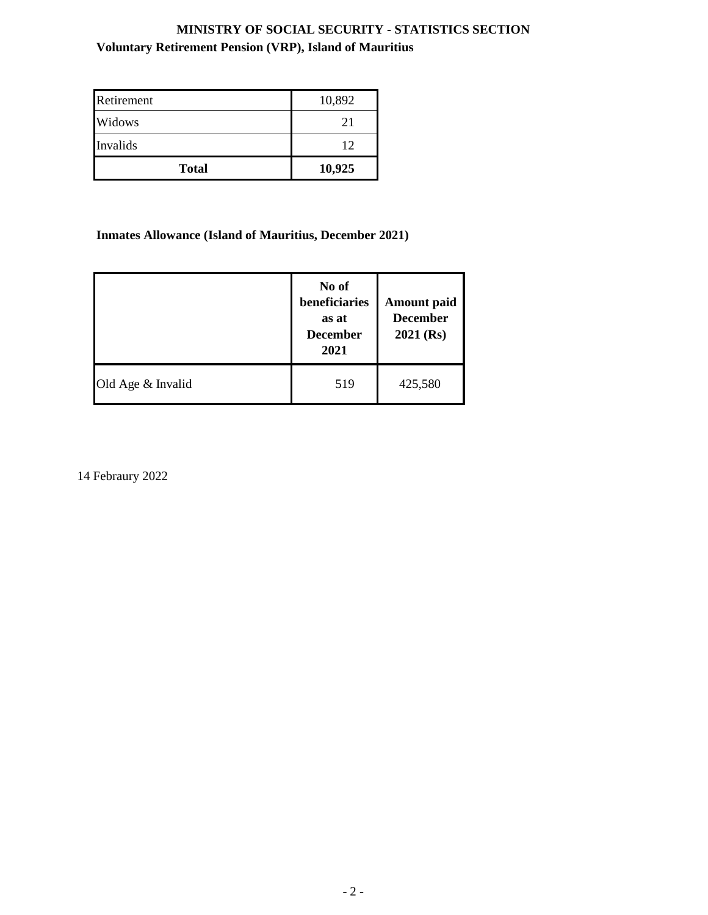**MINISTRY OF SOCIAL SECURITY - STATISTICS SECTION**

**Voluntary Retirement Pension (VRP), Island of Mauritius**

| | |
|---|---|
| Retirement | 10,892 |
| Widows | 21 |
| Invalids | 12 |
| **Total** | **10,925** |

**Inmates Allowance (Island of Mauritius, December 2021)**

| | **No of beneficiaries as at December 2021** | **Amount paid December 2021 (Rs)** |
|---|---|---|
| Old Age & Invalid | 519 | 425,580 |

14 Febraury 2022